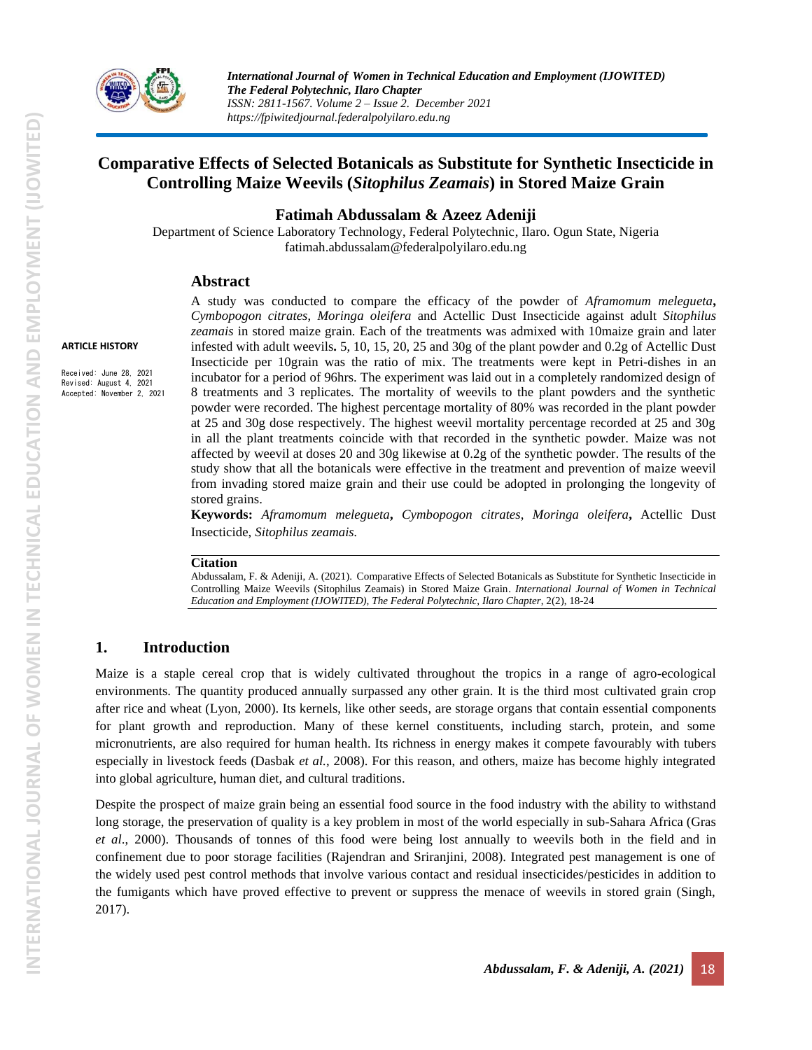# Comparative Effects of Selected Botanicals as Substitute for Synthetic Insecticide in Controlling Maize Weevils (*Sitophilus Zeamais*) in Stored Maize Grain

**Fatimah Abdussalam & Azeez Adeniji**

Department of Science Laboratory Technology, Federal Polytechnic, Ilaro. Ogun State, Nigeria
fatimah.abdussalam@federalpolyilaro.edu.ng

**ARTICLE HISTORY**

Received: June 28, 2021
Revised: August 4, 2021
Accepted: November 2, 2021

## Abstract

A study was conducted to compare the efficacy of the powder of *Aframomum melegueta***,** *Cymbopogon citrates*, *Moringa oleifera* and Actellic Dust Insecticide against adult *Sitophilus zeamais* in stored maize grain. Each of the treatments was admixed with 10maize grain and later infested with adult weevils**.** 5, 10, 15, 20, 25 and 30g of the plant powder and 0.2g of Actellic Dust Insecticide per 10grain was the ratio of mix. The treatments were kept in Petri-dishes in an incubator for a period of 96hrs. The experiment was laid out in a completely randomized design of 8 treatments and 3 replicates. The mortality of weevils to the plant powders and the synthetic powder were recorded. The highest percentage mortality of 80% was recorded in the plant powder at 25 and 30g dose respectively. The highest weevil mortality percentage recorded at 25 and 30g in all the plant treatments coincide with that recorded in the synthetic powder. Maize was not affected by weevil at doses 20 and 30g likewise at 0.2g of the synthetic powder. The results of the study show that all the botanicals were effective in the treatment and prevention of maize weevil from invading stored maize grain and their use could be adopted in prolonging the longevity of stored grains.

**Keywords:** *Aframomum melegueta***,** *Cymbopogon citrates*, *Moringa oleifera***,** Actellic Dust Insecticide, *Sitophilus zeamais.*

**Citation**

Abdussalam, F. & Adeniji, A. (2021). Comparative Effects of Selected Botanicals as Substitute for Synthetic Insecticide in Controlling Maize Weevils (Sitophilus Zeamais) in Stored Maize Grain. *International Journal of Women in Technical Education and Employment (IJOWITED), The Federal Polytechnic, Ilaro Chapter*, 2(2), 18-24

## 1. Introduction

Maize is a staple cereal crop that is widely cultivated throughout the tropics in a range of agro-ecological environments. The quantity produced annually surpassed any other grain. It is the third most cultivated grain crop after rice and wheat (Lyon, 2000). Its kernels, like other seeds, are storage organs that contain essential components for plant growth and reproduction. Many of these kernel constituents, including starch, protein, and some micronutrients, are also required for human health. Its richness in energy makes it compete favourably with tubers especially in livestock feeds (Dasbak *et al.*, 2008). For this reason, and others, maize has become highly integrated into global agriculture, human diet, and cultural traditions.

Despite the prospect of maize grain being an essential food source in the food industry with the ability to withstand long storage, the preservation of quality is a key problem in most of the world especially in sub-Sahara Africa (Gras *et al*., 2000). Thousands of tonnes of this food were being lost annually to weevils both in the field and in confinement due to poor storage facilities (Rajendran and Sriranjini, 2008). Integrated pest management is one of the widely used pest control methods that involve various contact and residual insecticides/pesticides in addition to the fumigants which have proved effective to prevent or suppress the menace of weevils in stored grain (Singh, 2017).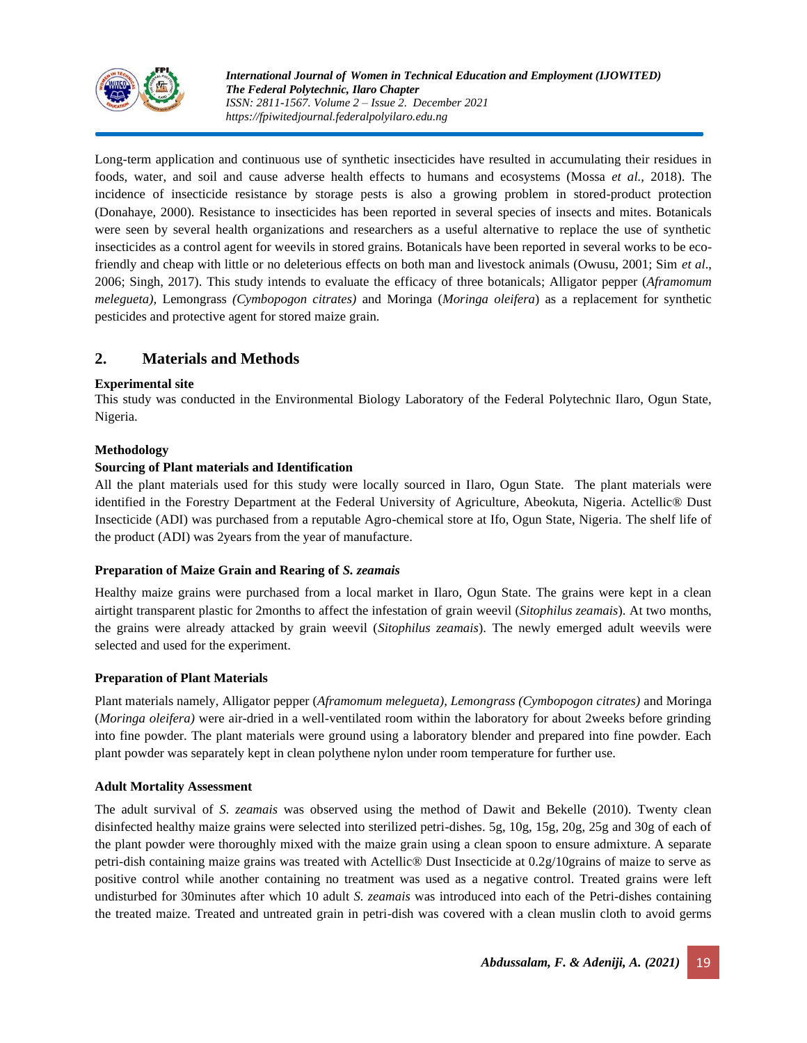Long-term application and continuous use of synthetic insecticides have resulted in accumulating their residues in foods, water, and soil and cause adverse health effects to humans and ecosystems (Mossa *et al.,* 2018). The incidence of insecticide resistance by storage pests is also a growing problem in stored-product protection (Donahaye, 2000). Resistance to insecticides has been reported in several species of insects and mites. Botanicals were seen by several health organizations and researchers as a useful alternative to replace the use of synthetic insecticides as a control agent for weevils in stored grains. Botanicals have been reported in several works to be eco-friendly and cheap with little or no deleterious effects on both man and livestock animals (Owusu, 2001; Sim *et al*., 2006; Singh, 2017). This study intends to evaluate the efficacy of three botanicals; Alligator pepper (*Aframomum melegueta),* Lemongrass *(Cymbopogon citrates)* and Moringa (*Moringa oleifera*) as a replacement for synthetic pesticides and protective agent for stored maize grain.

## 2. Materials and Methods

**Experimental site**

This study was conducted in the Environmental Biology Laboratory of the Federal Polytechnic Ilaro, Ogun State, Nigeria.

**Methodology**

**Sourcing of Plant materials and Identification**

All the plant materials used for this study were locally sourced in Ilaro, Ogun State. The plant materials were identified in the Forestry Department at the Federal University of Agriculture, Abeokuta, Nigeria. Actellic® Dust Insecticide (ADI) was purchased from a reputable Agro-chemical store at Ifo, Ogun State, Nigeria. The shelf life of the product (ADI) was 2years from the year of manufacture.

**Preparation of Maize Grain and Rearing of *S. zeamais***

Healthy maize grains were purchased from a local market in Ilaro, Ogun State. The grains were kept in a clean airtight transparent plastic for 2months to affect the infestation of grain weevil (*Sitophilus zeamais*). At two months, the grains were already attacked by grain weevil (*Sitophilus zeamais*). The newly emerged adult weevils were selected and used for the experiment.

**Preparation of Plant Materials**

Plant materials namely, Alligator pepper (*Aframomum melegueta), Lemongrass (Cymbopogon citrates)* and Moringa (*Moringa oleifera)* were air-dried in a well-ventilated room within the laboratory for about 2weeks before grinding into fine powder. The plant materials were ground using a laboratory blender and prepared into fine powder. Each plant powder was separately kept in clean polythene nylon under room temperature for further use.

**Adult Mortality Assessment**

The adult survival of *S. zeamais* was observed using the method of Dawit and Bekelle (2010). Twenty clean disinfected healthy maize grains were selected into sterilized petri-dishes. 5g, 10g, 15g, 20g, 25g and 30g of each of the plant powder were thoroughly mixed with the maize grain using a clean spoon to ensure admixture. A separate petri-dish containing maize grains was treated with Actellic® Dust Insecticide at 0.2g/10grains of maize to serve as positive control while another containing no treatment was used as a negative control. Treated grains were left undisturbed for 30minutes after which 10 adult *S. zeamais* was introduced into each of the Petri-dishes containing the treated maize. Treated and untreated grain in petri-dish was covered with a clean muslin cloth to avoid germs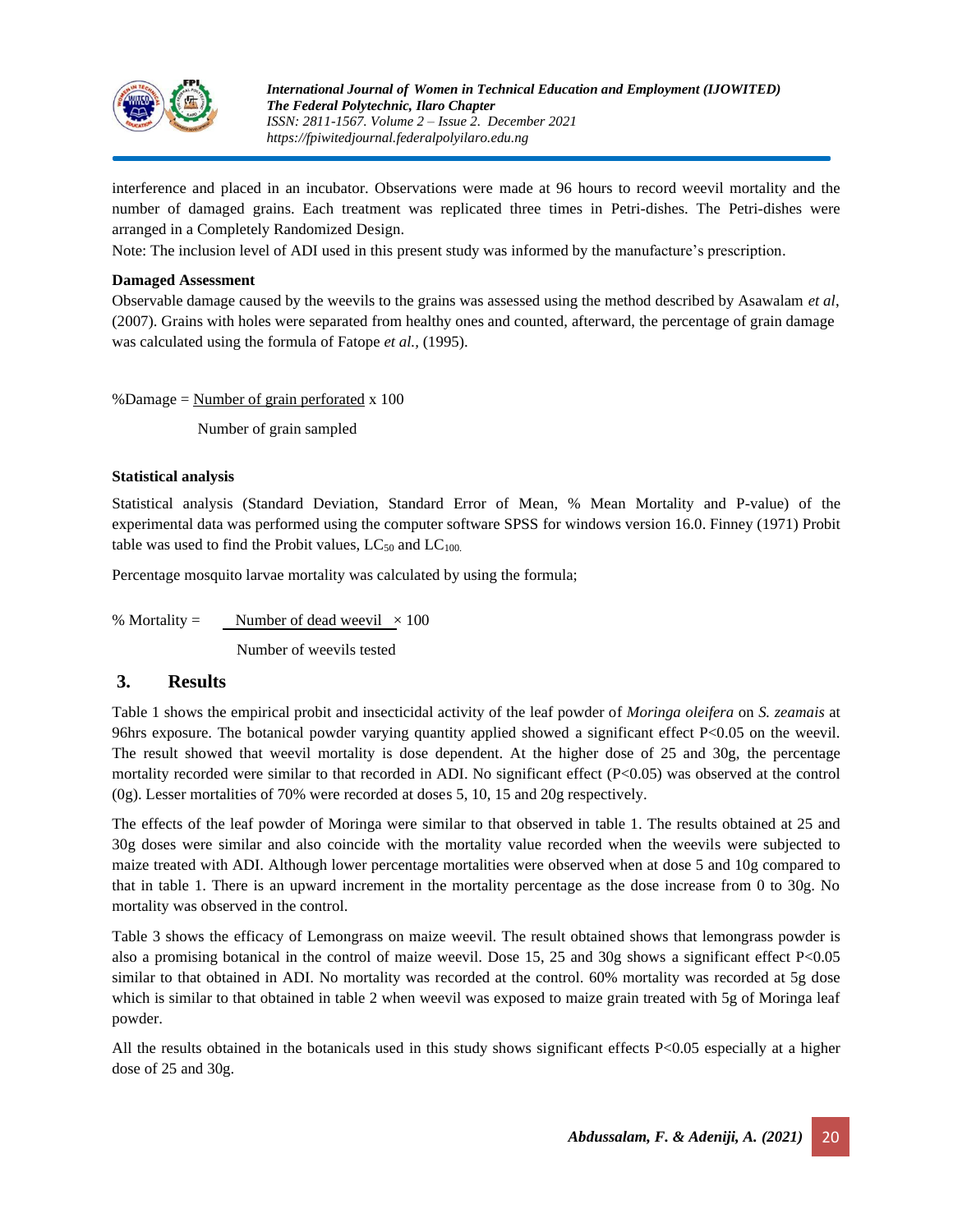interference and placed in an incubator. Observations were made at 96 hours to record weevil mortality and the number of damaged grains. Each treatment was replicated three times in Petri-dishes. The Petri-dishes were arranged in a Completely Randomized Design.

Note: The inclusion level of ADI used in this present study was informed by the manufacture's prescription.

**Damaged Assessment**

Observable damage caused by the weevils to the grains was assessed using the method described by Asawalam *et al*, (2007). Grains with holes were separated from healthy ones and counted, afterward, the percentage of grain damage was calculated using the formula of Fatope *et al.,* (1995).

$$\%\text{Damage} = \frac{\text{Number of grain perforated}}{\text{Number of grain sampled}} \times 100$$

**Statistical analysis**

Statistical analysis (Standard Deviation, Standard Error of Mean, % Mean Mortality and P-value) of the experimental data was performed using the computer software SPSS for windows version 16.0. Finney (1971) Probit table was used to find the Probit values, $LC_{50}$ and $LC_{100}$.

Percentage mosquito larvae mortality was calculated by using the formula;

$$\%\text{ Mortality} = \frac{\text{Number of dead weevil}}{\text{Number of weevils tested}} \times 100$$

## 3. Results

Table 1 shows the empirical probit and insecticidal activity of the leaf powder of *Moringa oleifera* on *S. zeamais* at 96hrs exposure. The botanical powder varying quantity applied showed a significant effect $P<0.05$ on the weevil. The result showed that weevil mortality is dose dependent. At the higher dose of 25 and 30g, the percentage mortality recorded were similar to that recorded in ADI. No significant effect ($P<0.05$) was observed at the control (0g). Lesser mortalities of 70% were recorded at doses 5, 10, 15 and 20g respectively.

The effects of the leaf powder of Moringa were similar to that observed in table 1. The results obtained at 25 and 30g doses were similar and also coincide with the mortality value recorded when the weevils were subjected to maize treated with ADI. Although lower percentage mortalities were observed when at dose 5 and 10g compared to that in table 1. There is an upward increment in the mortality percentage as the dose increase from 0 to 30g. No mortality was observed in the control.

Table 3 shows the efficacy of Lemongrass on maize weevil. The result obtained shows that lemongrass powder is also a promising botanical in the control of maize weevil. Dose 15, 25 and 30g shows a significant effect $P<0.05$ similar to that obtained in ADI. No mortality was recorded at the control. 60% mortality was recorded at 5g dose which is similar to that obtained in table 2 when weevil was exposed to maize grain treated with 5g of Moringa leaf powder.

All the results obtained in the botanicals used in this study shows significant effects $P<0.05$ especially at a higher dose of 25 and 30g.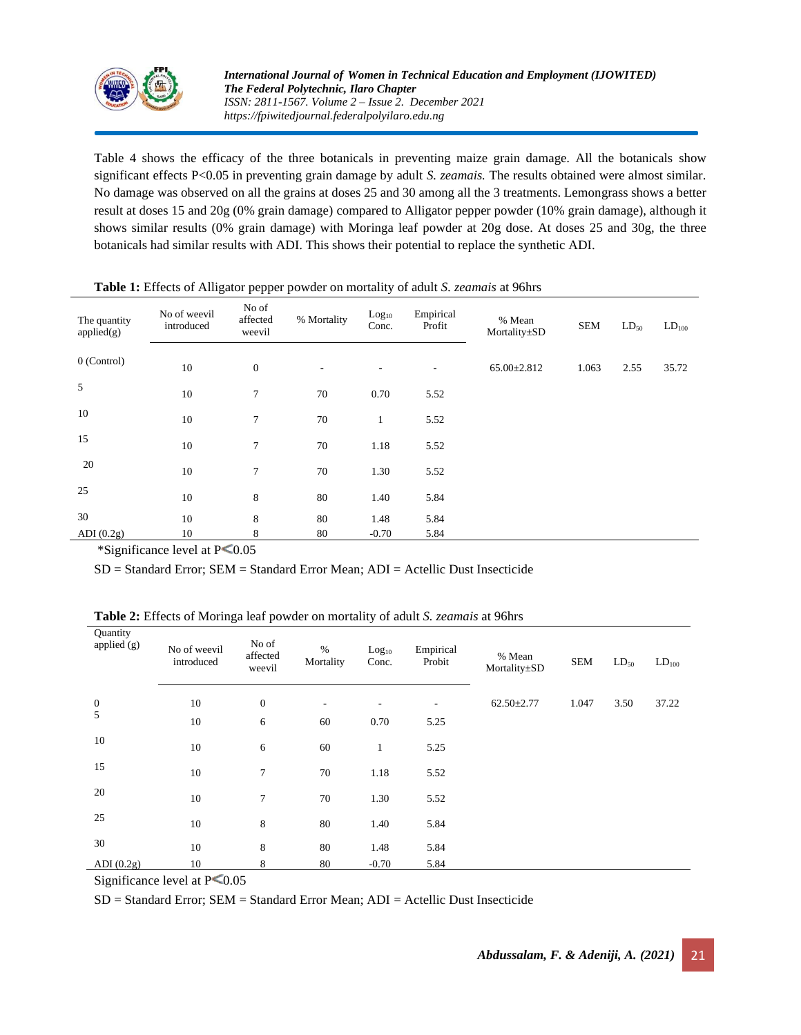Table 4 shows the efficacy of the three botanicals in preventing maize grain damage. All the botanicals show significant effects P<0.05 in preventing grain damage by adult *S. zeamais.* The results obtained were almost similar. No damage was observed on all the grains at doses 25 and 30 among all the 3 treatments. Lemongrass shows a better result at doses 15 and 20g (0% grain damage) compared to Alligator pepper powder (10% grain damage), although it shows similar results (0% grain damage) with Moringa leaf powder at 20g dose. At doses 25 and 30g, the three botanicals had similar results with ADI. This shows their potential to replace the synthetic ADI.

**Table 1:** Effects of Alligator pepper powder on mortality of adult *S. zeamais* at 96hrs

| The quantity applied(g) | No of weevil introduced | No of affected weevil | % Mortality | $Log_{10}$ Conc. | Empirical Profit | % Mean Mortality±SD | SEM | $LD_{50}$ | $LD_{100}$ |
|---|---|---|---|---|---|---|---|---|---|
| 0 (Control) | 10 | 0 | - | - | - | 65.00±2.812 | 1.063 | 2.55 | 35.72 |
| 5 | 10 | 7 | 70 | 0.70 | 5.52 | | | | |
| 10 | 10 | 7 | 70 | 1 | 5.52 | | | | |
| 15 | 10 | 7 | 70 | 1.18 | 5.52 | | | | |
| 20 | 10 | 7 | 70 | 1.30 | 5.52 | | | | |
| 25 | 10 | 8 | 80 | 1.40 | 5.84 | | | | |
| 30 | 10 | 8 | 80 | 1.48 | 5.84 | | | | |
| ADI (0.2g) | 10 | 8 | 80 | -0.70 | 5.84 | | | | |

*Significance level at P≤0.05

SD = Standard Error; SEM = Standard Error Mean; ADI = Actellic Dust Insecticide

**Table 2:** Effects of Moringa leaf powder on mortality of adult *S. zeamais* at 96hrs

| Quantity applied (g) | No of weevil introduced | No of affected weevil | % Mortality | $Log_{10}$ Conc. | Empirical Probit | % Mean Mortality±SD | SEM | $LD_{50}$ | $LD_{100}$ |
|---|---|---|---|---|---|---|---|---|---|
| 0 | 10 | 0 | - | - | - | 62.50±2.77 | 1.047 | 3.50 | 37.22 |
| 5 | 10 | 6 | 60 | 0.70 | 5.25 | | | | |
| 10 | 10 | 6 | 60 | 1 | 5.25 | | | | |
| 15 | 10 | 7 | 70 | 1.18 | 5.52 | | | | |
| 20 | 10 | 7 | 70 | 1.30 | 5.52 | | | | |
| 25 | 10 | 8 | 80 | 1.40 | 5.84 | | | | |
| 30 | 10 | 8 | 80 | 1.48 | 5.84 | | | | |
| ADI (0.2g) | 10 | 8 | 80 | -0.70 | 5.84 | | | | |

Significance level at P≤0.05

SD = Standard Error; SEM = Standard Error Mean; ADI = Actellic Dust Insecticide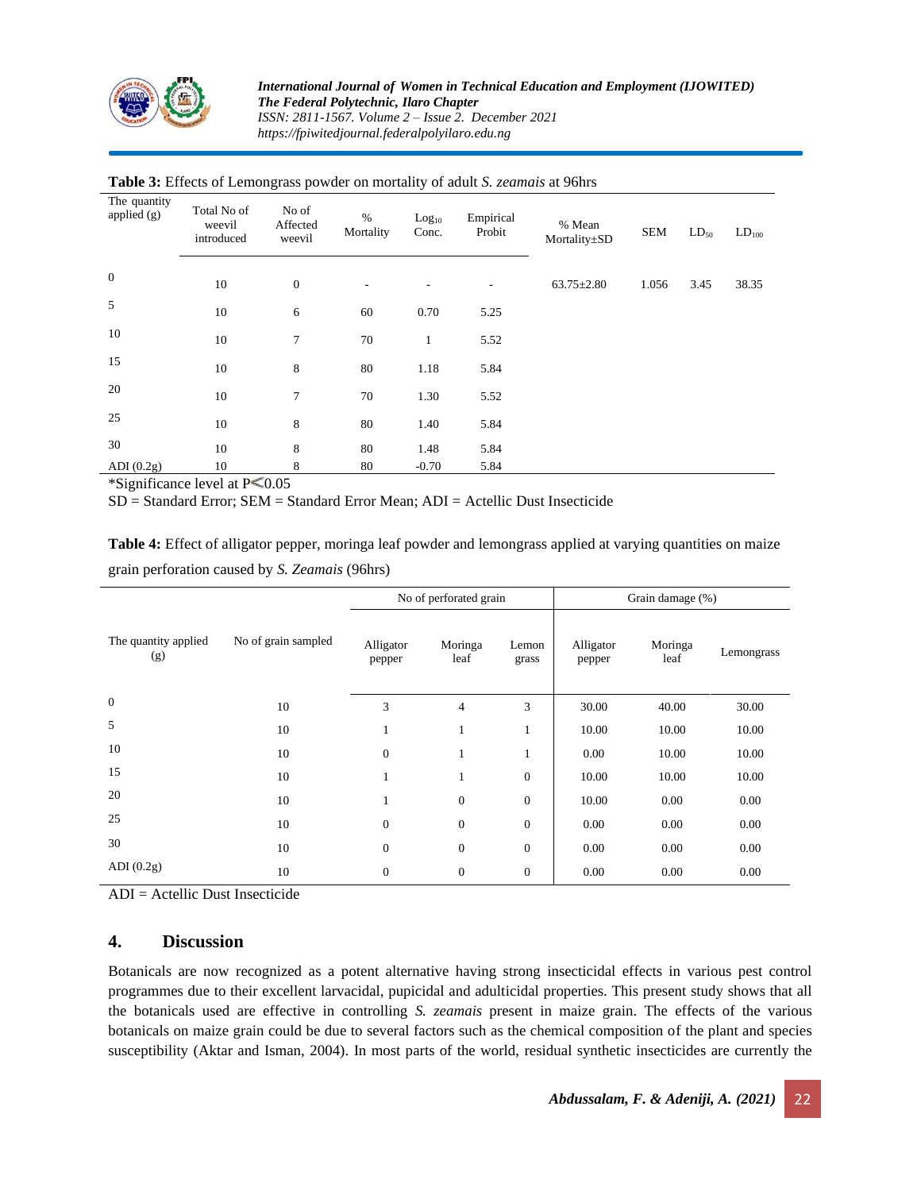**Table 3:** Effects of Lemongrass powder on mortality of adult *S. zeamais* at 96hrs

| The quantity applied (g) | Total No of weevil introduced | No of Affected weevil | % Mortality | $Log_{10}$ Conc. | Empirical Probit | % Mean Mortality±SD | SEM | $LD_{50}$ | $LD_{100}$ |
|---|---|---|---|---|---|---|---|---|---|
| 0 | 10 | 0 | - | - | - | 63.75±2.80 | 1.056 | 3.45 | 38.35 |
| 5 | 10 | 6 | 60 | 0.70 | 5.25 | | | | |
| 10 | 10 | 7 | 70 | 1 | 5.52 | | | | |
| 15 | 10 | 8 | 80 | 1.18 | 5.84 | | | | |
| 20 | 10 | 7 | 70 | 1.30 | 5.52 | | | | |
| 25 | 10 | 8 | 80 | 1.40 | 5.84 | | | | |
| 30 | 10 | 8 | 80 | 1.48 | 5.84 | | | | |
| ADI (0.2g) | 10 | 8 | 80 | -0.70 | 5.84 | | | | |

*Significance level at $P \leqslant 0.05$

SD = Standard Error; SEM = Standard Error Mean; ADI = Actellic Dust Insecticide

**Table 4:** Effect of alligator pepper, moringa leaf powder and lemongrass applied at varying quantities on maize grain perforation caused by *S. Zeamais* (96hrs)

| | | No of perforated grain | | | Grain damage (%) | | |
|---|---|---|---|---|---|---|---|
| The quantity applied (g) | No of grain sampled | Alligator pepper | Moringa leaf | Lemon grass | Alligator pepper | Moringa leaf | Lemongrass |
| 0 | 10 | 3 | 4 | 3 | 30.00 | 40.00 | 30.00 |
| 5 | 10 | 1 | 1 | 1 | 10.00 | 10.00 | 10.00 |
| 10 | 10 | 0 | 1 | 1 | 0.00 | 10.00 | 10.00 |
| 15 | 10 | 1 | 1 | 0 | 10.00 | 10.00 | 10.00 |
| 20 | 10 | 1 | 0 | 0 | 10.00 | 0.00 | 0.00 |
| 25 | 10 | 0 | 0 | 0 | 0.00 | 0.00 | 0.00 |
| 30 | 10 | 0 | 0 | 0 | 0.00 | 0.00 | 0.00 |
| ADI (0.2g) | 10 | 0 | 0 | 0 | 0.00 | 0.00 | 0.00 |

ADI = Actellic Dust Insecticide

## 4. Discussion

Botanicals are now recognized as a potent alternative having strong insecticidal effects in various pest control programmes due to their excellent larvacidal, pupicidal and adulticidal properties. This present study shows that all the botanicals used are effective in controlling *S. zeamais* present in maize grain. The effects of the various botanicals on maize grain could be due to several factors such as the chemical composition of the plant and species susceptibility (Aktar and Isman, 2004). In most parts of the world, residual synthetic insecticides are currently the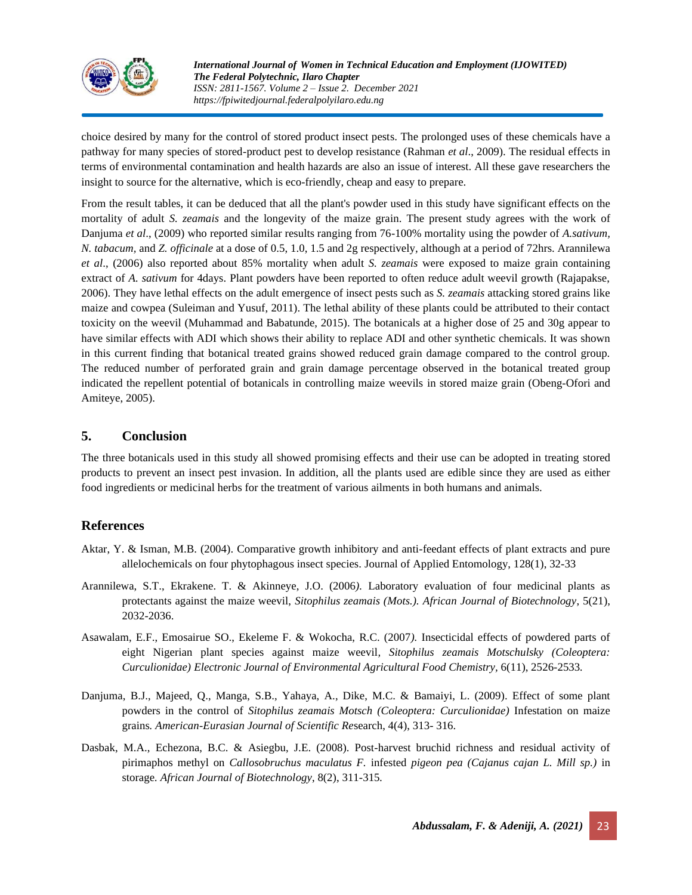choice desired by many for the control of stored product insect pests. The prolonged uses of these chemicals have a pathway for many species of stored-product pest to develop resistance (Rahman *et al*., 2009). The residual effects in terms of environmental contamination and health hazards are also an issue of interest. All these gave researchers the insight to source for the alternative, which is eco-friendly, cheap and easy to prepare.

From the result tables, it can be deduced that all the plant's powder used in this study have significant effects on the mortality of adult *S. zeamais* and the longevity of the maize grain. The present study agrees with the work of Danjuma *et al*., (2009) who reported similar results ranging from 76-100% mortality using the powder of *A.sativum, N. tabacum*, and *Z. officinale* at a dose of 0.5, 1.0, 1.5 and 2g respectively, although at a period of 72hrs. Arannilewa *et al*., (2006) also reported about 85% mortality when adult *S. zeamais* were exposed to maize grain containing extract of *A. sativum* for 4days. Plant powders have been reported to often reduce adult weevil growth (Rajapakse, 2006). They have lethal effects on the adult emergence of insect pests such as *S. zeamais* attacking stored grains like maize and cowpea (Suleiman and Yusuf, 2011). The lethal ability of these plants could be attributed to their contact toxicity on the weevil (Muhammad and Babatunde, 2015). The botanicals at a higher dose of 25 and 30g appear to have similar effects with ADI which shows their ability to replace ADI and other synthetic chemicals. It was shown in this current finding that botanical treated grains showed reduced grain damage compared to the control group. The reduced number of perforated grain and grain damage percentage observed in the botanical treated group indicated the repellent potential of botanicals in controlling maize weevils in stored maize grain (Obeng-Ofori and Amiteye, 2005).

## 5. Conclusion

The three botanicals used in this study all showed promising effects and their use can be adopted in treating stored products to prevent an insect pest invasion. In addition, all the plants used are edible since they are used as either food ingredients or medicinal herbs for the treatment of various ailments in both humans and animals.

## References

Aktar, Y. & Isman, M.B. (2004). Comparative growth inhibitory and anti-feedant effects of plant extracts and pure allelochemicals on four phytophagous insect species. Journal of Applied Entomology, 128(1), 32-33

Arannilewa, S.T., Ekrakene. T. & Akinneye, J.O. (2006*).* Laboratory evaluation of four medicinal plants as protectants against the maize weevil, *Sitophilus zeamais (Mots.). African Journal of Biotechnology*, 5(21), 2032-2036.

Asawalam, E.F., Emosairue SO., Ekeleme F. & Wokocha, R.C. (2007*).* Insecticidal effects of powdered parts of eight Nigerian plant species against maize weevil*, Sitophilus zeamais Motschulsky (Coleoptera: Curculionidae) Electronic Journal of Environmental Agricultural Food Chemistry*, 6(11), 2526-2533*.*

Danjuma, B.J., Majeed, Q., Manga, S.B., Yahaya, A., Dike, M.C. & Bamaiyi, L. (2009). Effect of some plant powders in the control of *Sitophilus zeamais Motsch (Coleoptera: Curculionidae)* Infestation on maize grains*. American-Eurasian Journal of Scientific Re*search, 4(4), 313- 316.

Dasbak, M.A., Echezona, B.C. & Asiegbu, J.E. (2008). Post-harvest bruchid richness and residual activity of pirimaphos methyl on *Callosobruchus maculatus F.* infested *pigeon pea (Cajanus cajan L. Mill sp.)* in storage*. African Journal of Biotechnology*, 8(2), 311-315*.*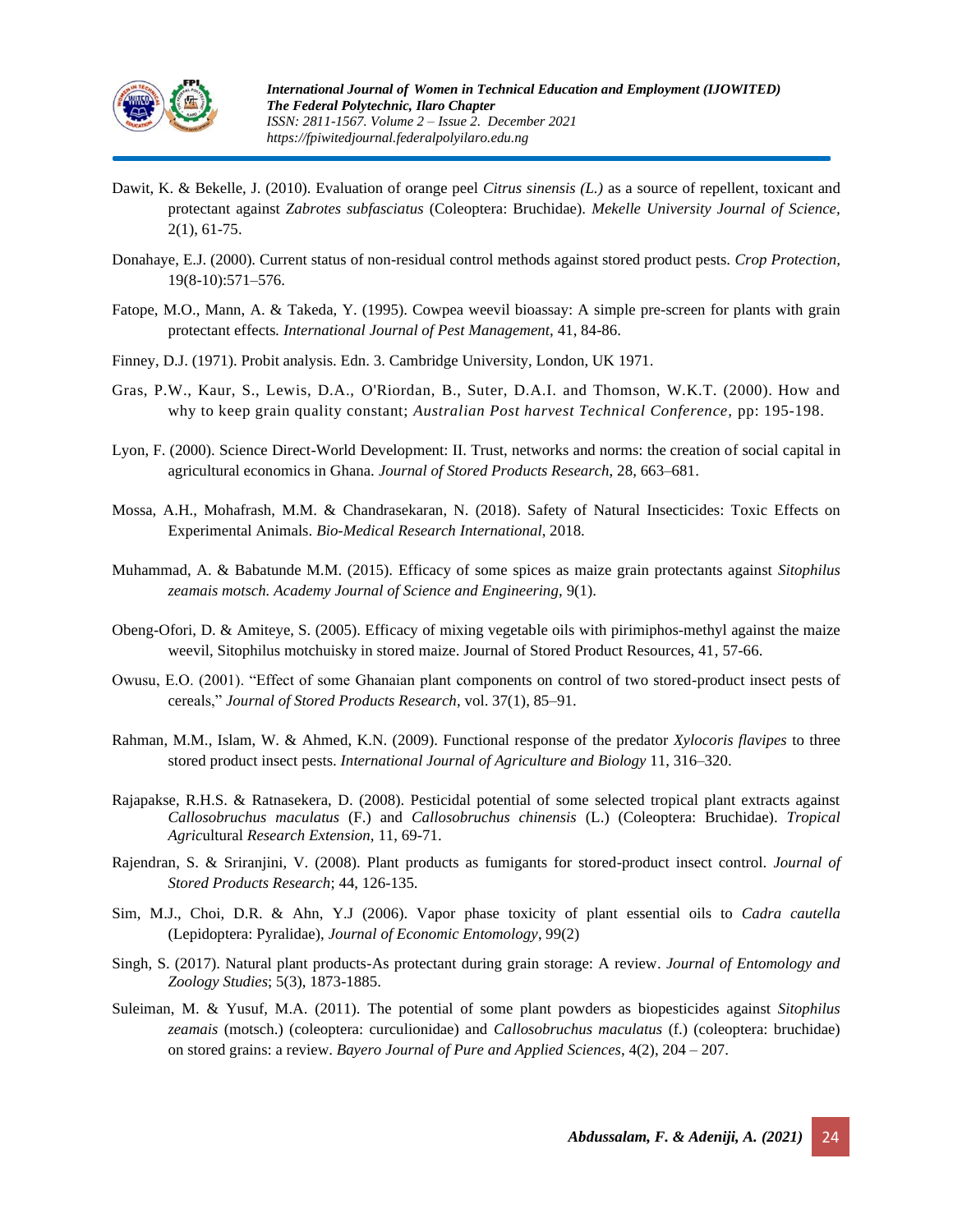Dawit, K. & Bekelle, J. (2010). Evaluation of orange peel *Citrus sinensis (L.)* as a source of repellent, toxicant and protectant against *Zabrotes subfasciatus* (Coleoptera: Bruchidae). *Mekelle University Journal of Science,* 2(1), 61-75.

Donahaye, E.J. (2000). Current status of non-residual control methods against stored product pests. *Crop Protection,* 19(8-10):571–576.

Fatope, M.O., Mann, A. & Takeda, Y. (1995). Cowpea weevil bioassay: A simple pre-screen for plants with grain protectant effects*. International Journal of Pest Management,* 41, 84-86.

Finney, D.J. (1971). Probit analysis. Edn. 3. Cambridge University, London, UK 1971.

Gras, P.W., Kaur, S., Lewis, D.A., O'Riordan, B., Suter, D.A.I. and Thomson, W.K.T. (2000). How and why to keep grain quality constant; *Australian Post harvest Technical Conference*, pp: 195-198.

Lyon, F. (2000). Science Direct-World Development: II. Trust, networks and norms: the creation of social capital in agricultural economics in Ghana*. Journal of Stored Products Research,* 28, 663–681.

Mossa, A.H., Mohafrash, M.M. & Chandrasekaran, N. (2018). Safety of Natural Insecticides: Toxic Effects on Experimental Animals. *Bio-Medical Research International*, 2018*.*

Muhammad, A. & Babatunde M.M. (2015). Efficacy of some spices as maize grain protectants against *Sitophilus zeamais motsch. Academy Journal of Science and Engineering,* 9(1).

Obeng-Ofori, D. & Amiteye, S. (2005). Efficacy of mixing vegetable oils with pirimiphos-methyl against the maize weevil, Sitophilus motchuisky in stored maize. Journal of Stored Product Resources, 41, 57-66.

Owusu, E.O. (2001). "Effect of some Ghanaian plant components on control of two stored-product insect pests of cereals," *Journal of Stored Products Research*, vol. 37(1), 85–91.

Rahman, M.M., Islam, W. & Ahmed, K.N. (2009). Functional response of the predator *Xylocoris flavipes* to three stored product insect pests. *International Journal of Agriculture and Biology* 11, 316–320.

Rajapakse, R.H.S. & Ratnasekera, D. (2008). Pesticidal potential of some selected tropical plant extracts against *Callosobruchus maculatus* (F.) and *Callosobruchus chinensis* (L.) (Coleoptera: Bruchidae). *Tropical Agric*ultural *Research Extension,* 11, 69-71.

Rajendran, S. & Sriranjini, V. (2008). Plant products as fumigants for stored-product insect control. *Journal of Stored Products Research*; 44, 126-135.

Sim, M.J., Choi, D.R. & Ahn, Y.J (2006). Vapor phase toxicity of plant essential oils to *Cadra cautella* (Lepidoptera: Pyralidae), *Journal of Economic Entomology*, 99(2)

Singh, S. (2017). Natural plant products-As protectant during grain storage: A review. *Journal of Entomology and Zoology Studies*; 5(3), 1873-1885.

Suleiman, M. & Yusuf, M.A. (2011). The potential of some plant powders as biopesticides against *Sitophilus zeamais* (motsch.) (coleoptera: curculionidae) and *Callosobruchus maculatus* (f.) (coleoptera: bruchidae) on stored grains: a review. *Bayero Journal of Pure and Applied Sciences*, 4(2), 204 – 207.